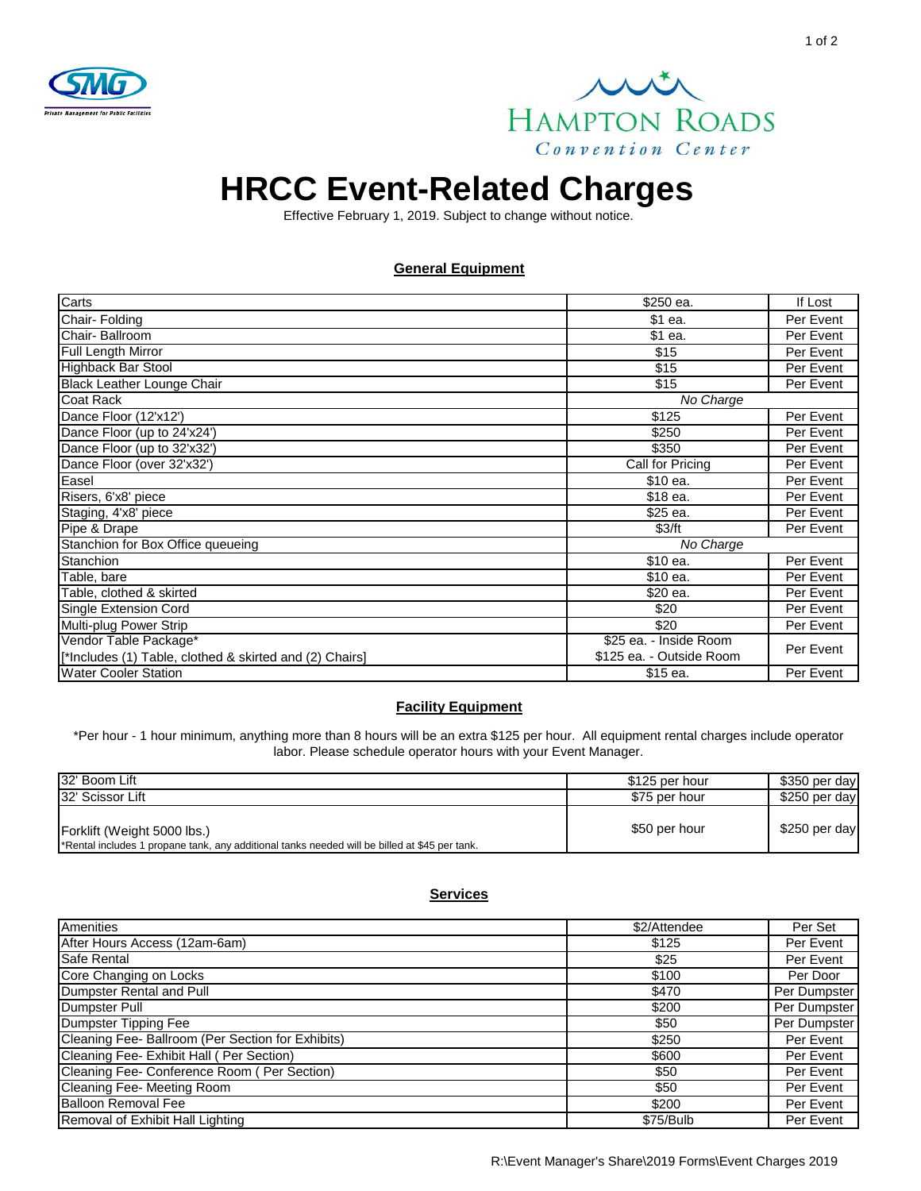# HRCC Event-Related Charges

Effective February 1, 2019. Subject to change without notice.

## General Equipment

| | | |
|---|---|---|
| Carts | $250 ea. | If Lost |
| Chair- Folding | $1 ea. | Per Event |
| Chair- Ballroom | $1 ea. | Per Event |
| Full Length Mirror | $15 | Per Event |
| Highback Bar Stool | $15 | Per Event |
| Black Leather Lounge Chair | $15 | Per Event |
| Coat Rack | *No Charge* | |
| Dance Floor (12'x12') | $125 | Per Event |
| Dance Floor (up to 24'x24') | $250 | Per Event |
| Dance Floor (up to 32'x32') | $350 | Per Event |
| Dance Floor (over 32'x32') | Call for Pricing | Per Event |
| Easel | $10 ea. | Per Event |
| Risers, 6'x8' piece | $18 ea. | Per Event |
| Staging, 4'x8' piece | $25 ea. | Per Event |
| Pipe & Drape | $3/ft | Per Event |
| Stanchion for Box Office queueing | *No Charge* | |
| Stanchion | $10 ea. | Per Event |
| Table, bare | $10 ea. | Per Event |
| Table, clothed & skirted | $20 ea. | Per Event |
| Single Extension Cord | $20 | Per Event |
| Multi-plug Power Strip | $20 | Per Event |
| Vendor Table Package* [*Includes (1) Table, clothed & skirted and (2) Chairs] | $25 ea. - Inside Room $125 ea. - Outside Room | Per Event |
| Water Cooler Station | $15 ea. | Per Event |

## Facility Equipment

*Per hour - 1 hour minimum, anything more than 8 hours will be an extra $125 per hour. All equipment rental charges include operator labor. Please schedule operator hours with your Event Manager.

| | | |
|---|---|---|
| 32' Boom Lift | $125 per hour | $350 per day |
| 32' Scissor Lift | $75 per hour | $250 per day |
| Forklift (Weight 5000 lbs.) *Rental includes 1 propane tank, any additional tanks needed will be billed at $45 per tank. | $50 per hour | $250 per day |

## Services

| | | |
|---|---|---|
| Amenities | $2/Attendee | Per Set |
| After Hours Access (12am-6am) | $125 | Per Event |
| Safe Rental | $25 | Per Event |
| Core Changing on Locks | $100 | Per Door |
| Dumpster Rental and Pull | $470 | Per Dumpster |
| Dumpster Pull | $200 | Per Dumpster |
| Dumpster Tipping Fee | $50 | Per Dumpster |
| Cleaning Fee- Ballroom (Per Section for Exhibits) | $250 | Per Event |
| Cleaning Fee- Exhibit Hall ( Per Section) | $600 | Per Event |
| Cleaning Fee- Conference Room ( Per Section) | $50 | Per Event |
| Cleaning Fee- Meeting Room | $50 | Per Event |
| Balloon Removal Fee | $200 | Per Event |
| Removal of Exhibit Hall Lighting | $75/Bulb | Per Event |

R:\Event Manager's Share\2019 Forms\Event Charges 2019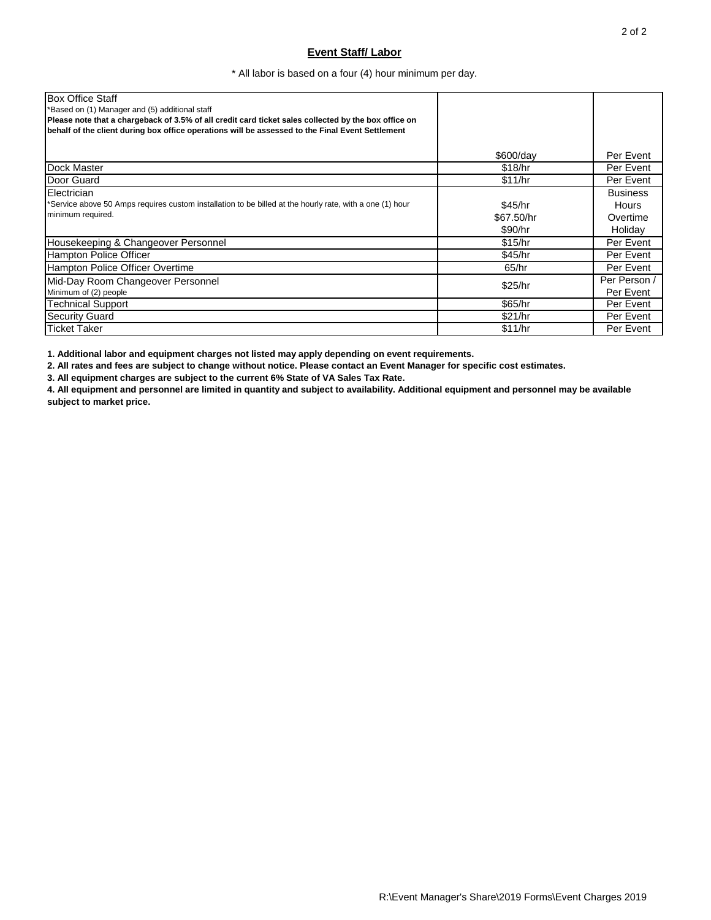## Event Staff/ Labor

\* All labor is based on a four (4) hour minimum per day.

| | | |
|---|---|---|
| Box Office Staff<br>*Based on (1) Manager and (5) additional staff<br>**Please note that a chargeback of 3.5% of all credit card ticket sales collected by the box office on behalf of the client during box office operations will be assessed to the Final Event Settlement** | $600/day | Per Event |
| Dock Master | $18/hr | Per Event |
| Door Guard | $11/hr | Per Event |
| Electrician<br>*Service above 50 Amps requires custom installation to be billed at the hourly rate, with a one (1) hour minimum required. | $45/hr<br>$67.50/hr<br>$90/hr | Business Hours<br>Overtime<br>Holiday |
| Housekeeping & Changeover Personnel | $15/hr | Per Event |
| Hampton Police Officer | $45/hr | Per Event |
| Hampton Police Officer Overtime | 65/hr | Per Event |
| Mid-Day Room Changeover Personnel<br>Minimum of (2) people | $25/hr | Per Person / Per Event |
| Technical Support | $65/hr | Per Event |
| Security Guard | $21/hr | Per Event |
| Ticket Taker | $11/hr | Per Event |

**1. Additional labor and equipment charges not listed may apply depending on event requirements.**

**2. All rates and fees are subject to change without notice. Please contact an Event Manager for specific cost estimates.**

**3. All equipment charges are subject to the current 6% State of VA Sales Tax Rate.**

**4. All equipment and personnel are limited in quantity and subject to availability. Additional equipment and personnel may be available subject to market price.**